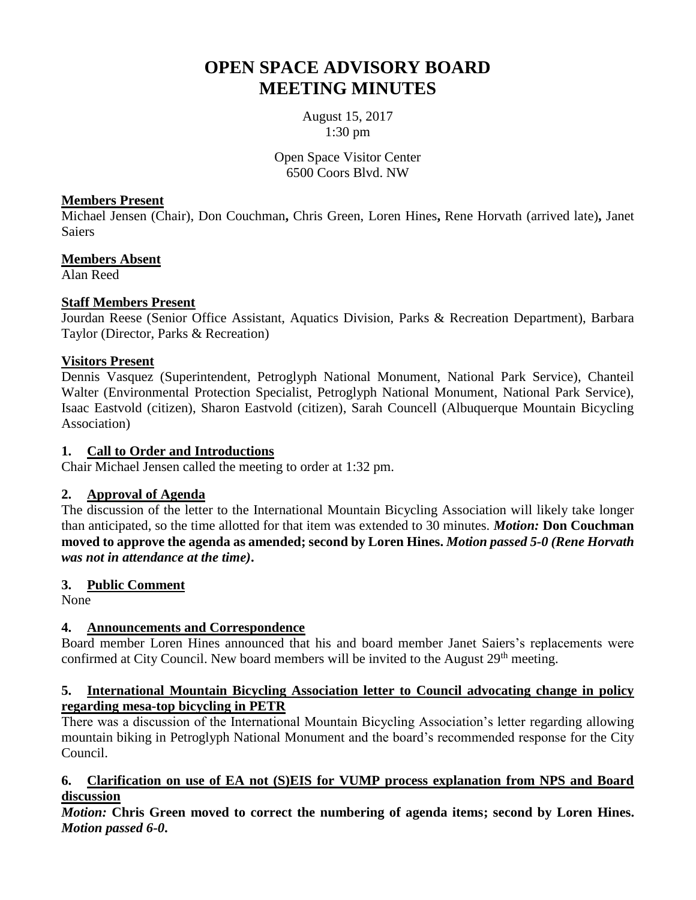# OPEN SPACE ADVISORY BOARD
# MEETING MINUTES

August 15, 2017
1:30 pm

Open Space Visitor Center
6500 Coors Blvd. NW

**Members Present**

Michael Jensen (Chair), Don Couchman**,** Chris Green, Loren Hines**,** Rene Horvath (arrived late)**,** Janet Saiers

**Members Absent**

Alan Reed

**Staff Members Present**

Jourdan Reese (Senior Office Assistant, Aquatics Division, Parks & Recreation Department), Barbara Taylor (Director, Parks & Recreation)

**Visitors Present**

Dennis Vasquez (Superintendent, Petroglyph National Monument, National Park Service), Chanteil Walter (Environmental Protection Specialist, Petroglyph National Monument, National Park Service), Isaac Eastvold (citizen), Sharon Eastvold (citizen), Sarah Councell (Albuquerque Mountain Bicycling Association)

## 1. Call to Order and Introductions

Chair Michael Jensen called the meeting to order at 1:32 pm.

## 2. Approval of Agenda

The discussion of the letter to the International Mountain Bicycling Association will likely take longer than anticipated, so the time allotted for that item was extended to 30 minutes. ***Motion:*** **Don Couchman moved to approve the agenda as amended; second by Loren Hines.** ***Motion passed 5-0 (Rene Horvath was not in attendance at the time)*****.**

## 3. Public Comment

None

## 4. Announcements and Correspondence

Board member Loren Hines announced that his and board member Janet Saiers's replacements were confirmed at City Council. New board members will be invited to the August 29th meeting.

## 5. International Mountain Bicycling Association letter to Council advocating change in policy regarding mesa-top bicycling in PETR

There was a discussion of the International Mountain Bicycling Association's letter regarding allowing mountain biking in Petroglyph National Monument and the board's recommended response for the City Council.

## 6. Clarification on use of EA not (S)EIS for VUMP process explanation from NPS and Board discussion

***Motion:*** **Chris Green moved to correct the numbering of agenda items; second by Loren Hines.** ***Motion passed 6-0*****.**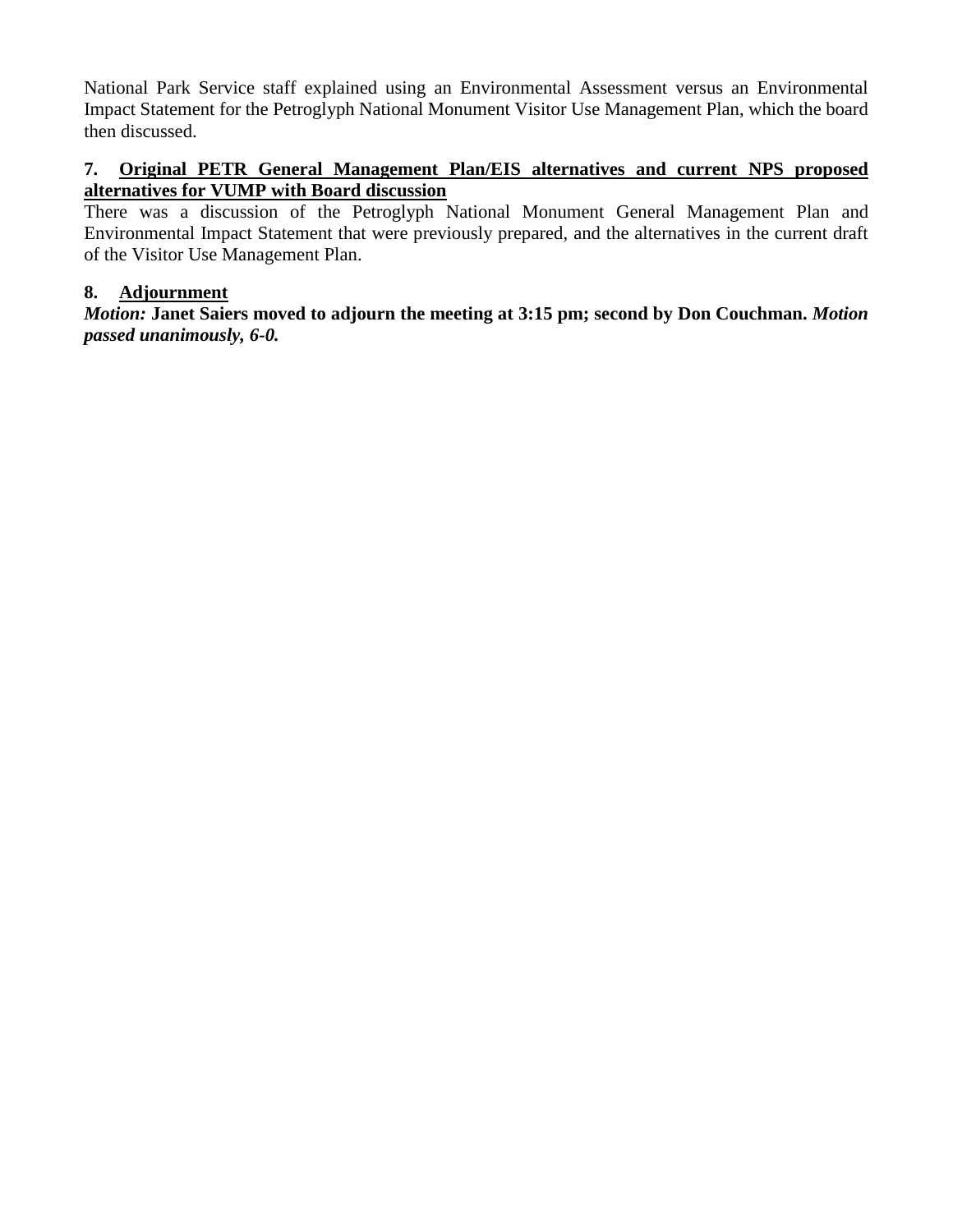National Park Service staff explained using an Environmental Assessment versus an Environmental Impact Statement for the Petroglyph National Monument Visitor Use Management Plan, which the board then discussed.

**7. Original PETR General Management Plan/EIS alternatives and current NPS proposed alternatives for VUMP with Board discussion**

There was a discussion of the Petroglyph National Monument General Management Plan and Environmental Impact Statement that were previously prepared, and the alternatives in the current draft of the Visitor Use Management Plan.

**8. Adjournment**

***Motion:*** **Janet Saiers moved to adjourn the meeting at 3:15 pm; second by Don Couchman.** ***Motion passed unanimously, 6-0.***